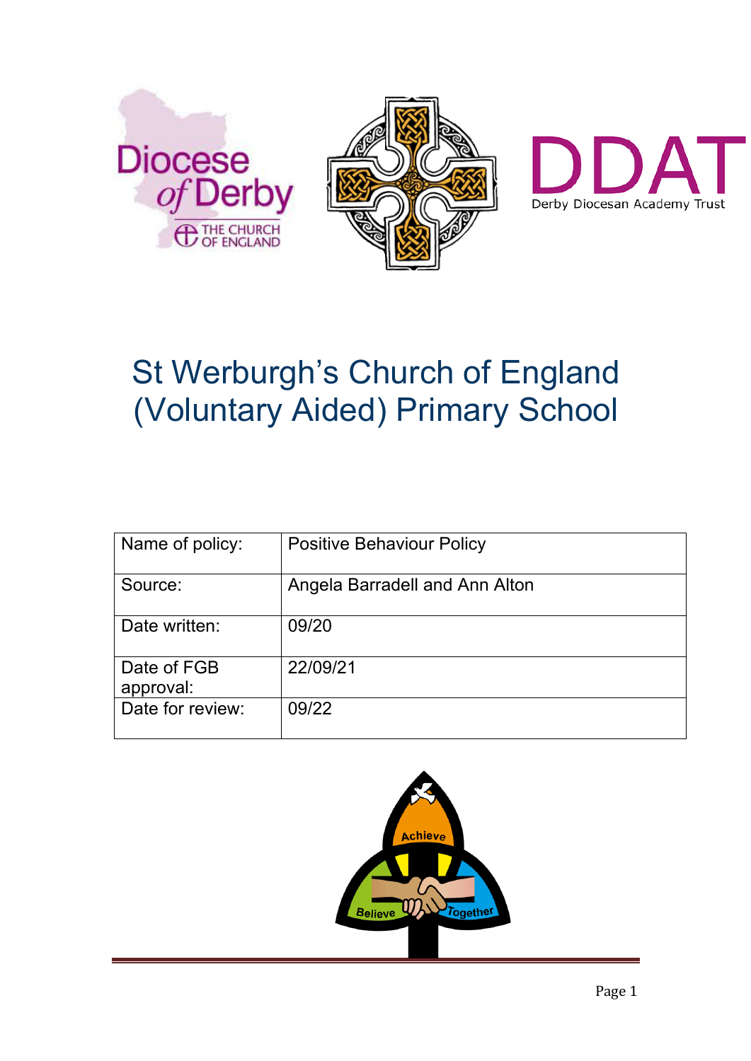# St Werburgh's Church of England (Voluntary Aided) Primary School

| Name of policy: | Positive Behaviour Policy |
| --- | --- |
| Source: | Angela Barradell and Ann Alton |
| Date written: | 09/20 |
| Date of FGB approval: | 22/09/21 |
| Date for review: | 09/22 |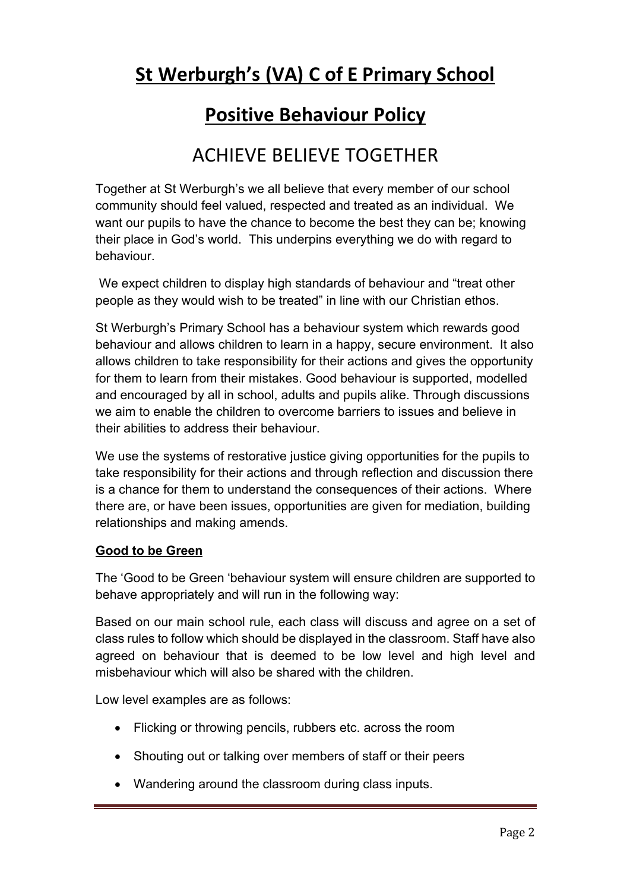# St Werburgh's (VA) C of E Primary School

## Positive Behaviour Policy

## ACHIEVE BELIEVE TOGETHER

Together at St Werburgh's we all believe that every member of our school community should feel valued, respected and treated as an individual. We want our pupils to have the chance to become the best they can be; knowing their place in God's world. This underpins everything we do with regard to behaviour.

We expect children to display high standards of behaviour and "treat other people as they would wish to be treated" in line with our Christian ethos.

St Werburgh's Primary School has a behaviour system which rewards good behaviour and allows children to learn in a happy, secure environment. It also allows children to take responsibility for their actions and gives the opportunity for them to learn from their mistakes. Good behaviour is supported, modelled and encouraged by all in school, adults and pupils alike. Through discussions we aim to enable the children to overcome barriers to issues and believe in their abilities to address their behaviour.

We use the systems of restorative justice giving opportunities for the pupils to take responsibility for their actions and through reflection and discussion there is a chance for them to understand the consequences of their actions. Where there are, or have been issues, opportunities are given for mediation, building relationships and making amends.

**Good to be Green**

The 'Good to be Green 'behaviour system will ensure children are supported to behave appropriately and will run in the following way:

Based on our main school rule, each class will discuss and agree on a set of class rules to follow which should be displayed in the classroom. Staff have also agreed on behaviour that is deemed to be low level and high level and misbehaviour which will also be shared with the children.

Low level examples are as follows:

- Flicking or throwing pencils, rubbers etc. across the room
- Shouting out or talking over members of staff or their peers
- Wandering around the classroom during class inputs.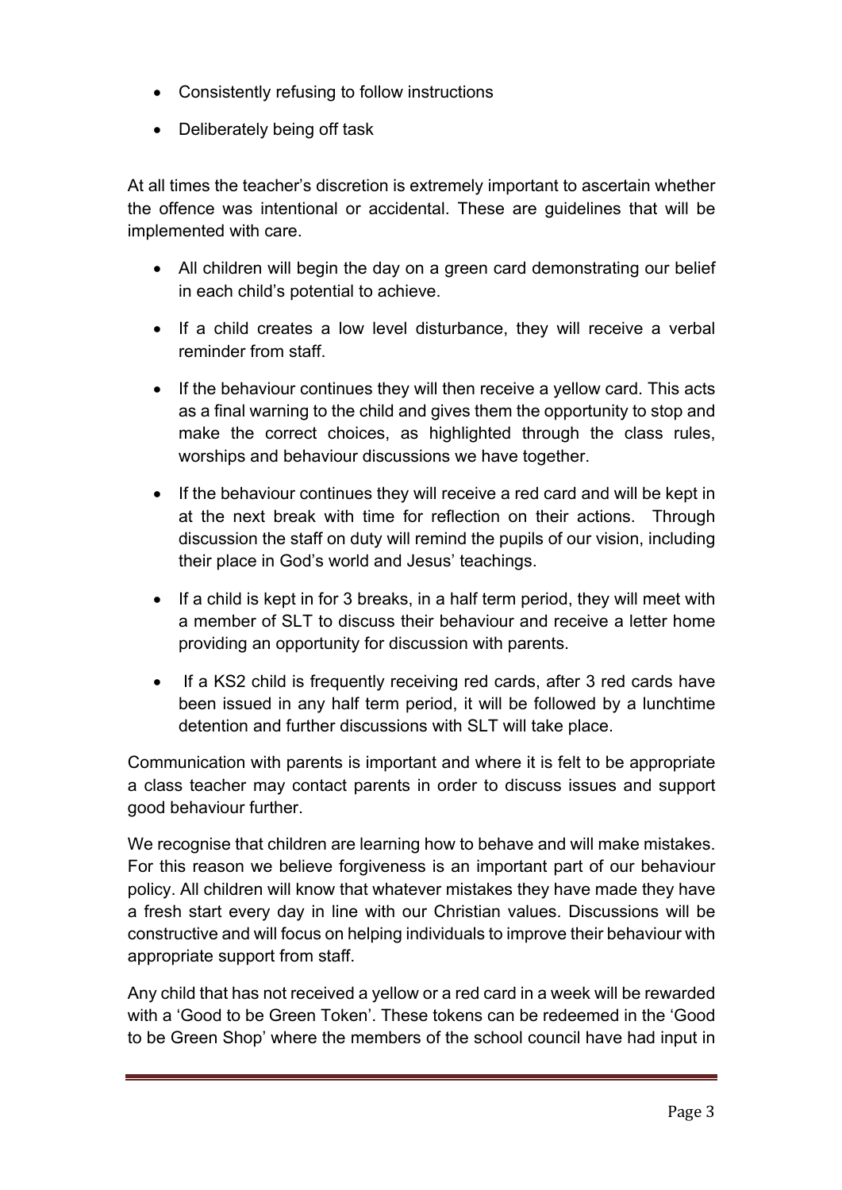- Consistently refusing to follow instructions
- Deliberately being off task

At all times the teacher's discretion is extremely important to ascertain whether the offence was intentional or accidental. These are guidelines that will be implemented with care.

- All children will begin the day on a green card demonstrating our belief in each child's potential to achieve.
- If a child creates a low level disturbance, they will receive a verbal reminder from staff.
- If the behaviour continues they will then receive a yellow card. This acts as a final warning to the child and gives them the opportunity to stop and make the correct choices, as highlighted through the class rules, worships and behaviour discussions we have together.
- If the behaviour continues they will receive a red card and will be kept in at the next break with time for reflection on their actions. Through discussion the staff on duty will remind the pupils of our vision, including their place in God's world and Jesus' teachings.
- If a child is kept in for 3 breaks, in a half term period, they will meet with a member of SLT to discuss their behaviour and receive a letter home providing an opportunity for discussion with parents.
- If a KS2 child is frequently receiving red cards, after 3 red cards have been issued in any half term period, it will be followed by a lunchtime detention and further discussions with SLT will take place.

Communication with parents is important and where it is felt to be appropriate a class teacher may contact parents in order to discuss issues and support good behaviour further.

We recognise that children are learning how to behave and will make mistakes. For this reason we believe forgiveness is an important part of our behaviour policy. All children will know that whatever mistakes they have made they have a fresh start every day in line with our Christian values. Discussions will be constructive and will focus on helping individuals to improve their behaviour with appropriate support from staff.

Any child that has not received a yellow or a red card in a week will be rewarded with a 'Good to be Green Token'. These tokens can be redeemed in the 'Good to be Green Shop' where the members of the school council have had input in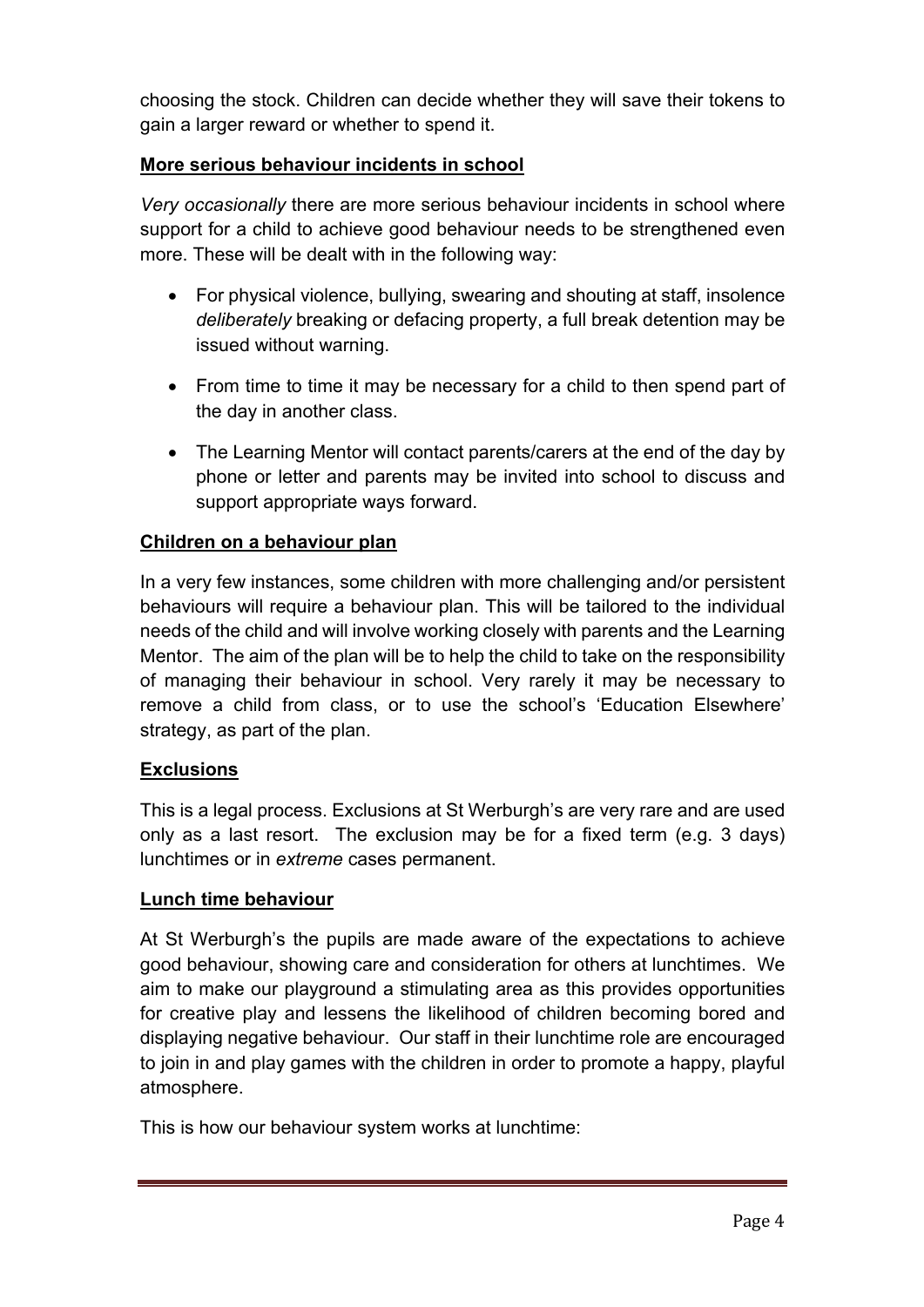choosing the stock. Children can decide whether they will save their tokens to gain a larger reward or whether to spend it.

**More serious behaviour incidents in school**

*Very occasionally* there are more serious behaviour incidents in school where support for a child to achieve good behaviour needs to be strengthened even more. These will be dealt with in the following way:

- For physical violence, bullying, swearing and shouting at staff, insolence *deliberately* breaking or defacing property, a full break detention may be issued without warning.
- From time to time it may be necessary for a child to then spend part of the day in another class.
- The Learning Mentor will contact parents/carers at the end of the day by phone or letter and parents may be invited into school to discuss and support appropriate ways forward.

**Children on a behaviour plan**

In a very few instances, some children with more challenging and/or persistent behaviours will require a behaviour plan. This will be tailored to the individual needs of the child and will involve working closely with parents and the Learning Mentor. The aim of the plan will be to help the child to take on the responsibility of managing their behaviour in school. Very rarely it may be necessary to remove a child from class, or to use the school's 'Education Elsewhere' strategy, as part of the plan.

**Exclusions**

This is a legal process. Exclusions at St Werburgh's are very rare and are used only as a last resort. The exclusion may be for a fixed term (e.g. 3 days) lunchtimes or in *extreme* cases permanent.

**Lunch time behaviour**

At St Werburgh's the pupils are made aware of the expectations to achieve good behaviour, showing care and consideration for others at lunchtimes. We aim to make our playground a stimulating area as this provides opportunities for creative play and lessens the likelihood of children becoming bored and displaying negative behaviour. Our staff in their lunchtime role are encouraged to join in and play games with the children in order to promote a happy, playful atmosphere.

This is how our behaviour system works at lunchtime: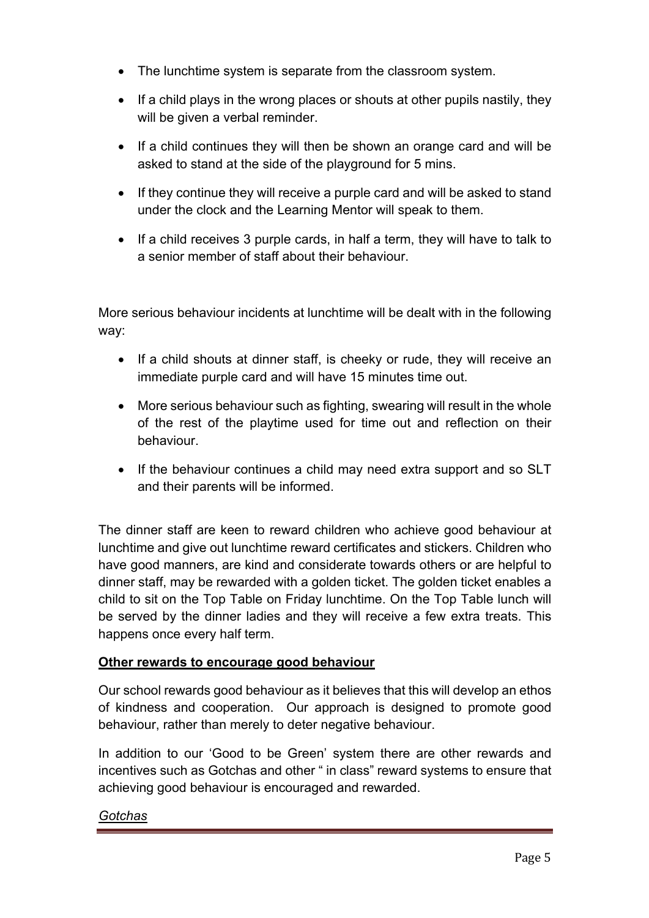- The lunchtime system is separate from the classroom system.
- If a child plays in the wrong places or shouts at other pupils nastily, they will be given a verbal reminder.
- If a child continues they will then be shown an orange card and will be asked to stand at the side of the playground for 5 mins.
- If they continue they will receive a purple card and will be asked to stand under the clock and the Learning Mentor will speak to them.
- If a child receives 3 purple cards, in half a term, they will have to talk to a senior member of staff about their behaviour.

More serious behaviour incidents at lunchtime will be dealt with in the following way:

- If a child shouts at dinner staff, is cheeky or rude, they will receive an immediate purple card and will have 15 minutes time out.
- More serious behaviour such as fighting, swearing will result in the whole of the rest of the playtime used for time out and reflection on their behaviour.
- If the behaviour continues a child may need extra support and so SLT and their parents will be informed.

The dinner staff are keen to reward children who achieve good behaviour at lunchtime and give out lunchtime reward certificates and stickers. Children who have good manners, are kind and considerate towards others or are helpful to dinner staff, may be rewarded with a golden ticket. The golden ticket enables a child to sit on the Top Table on Friday lunchtime. On the Top Table lunch will be served by the dinner ladies and they will receive a few extra treats. This happens once every half term.

**Other rewards to encourage good behaviour**

Our school rewards good behaviour as it believes that this will develop an ethos of kindness and cooperation. Our approach is designed to promote good behaviour, rather than merely to deter negative behaviour.

In addition to our 'Good to be Green' system there are other rewards and incentives such as Gotchas and other " in class" reward systems to ensure that achieving good behaviour is encouraged and rewarded.

*Gotchas*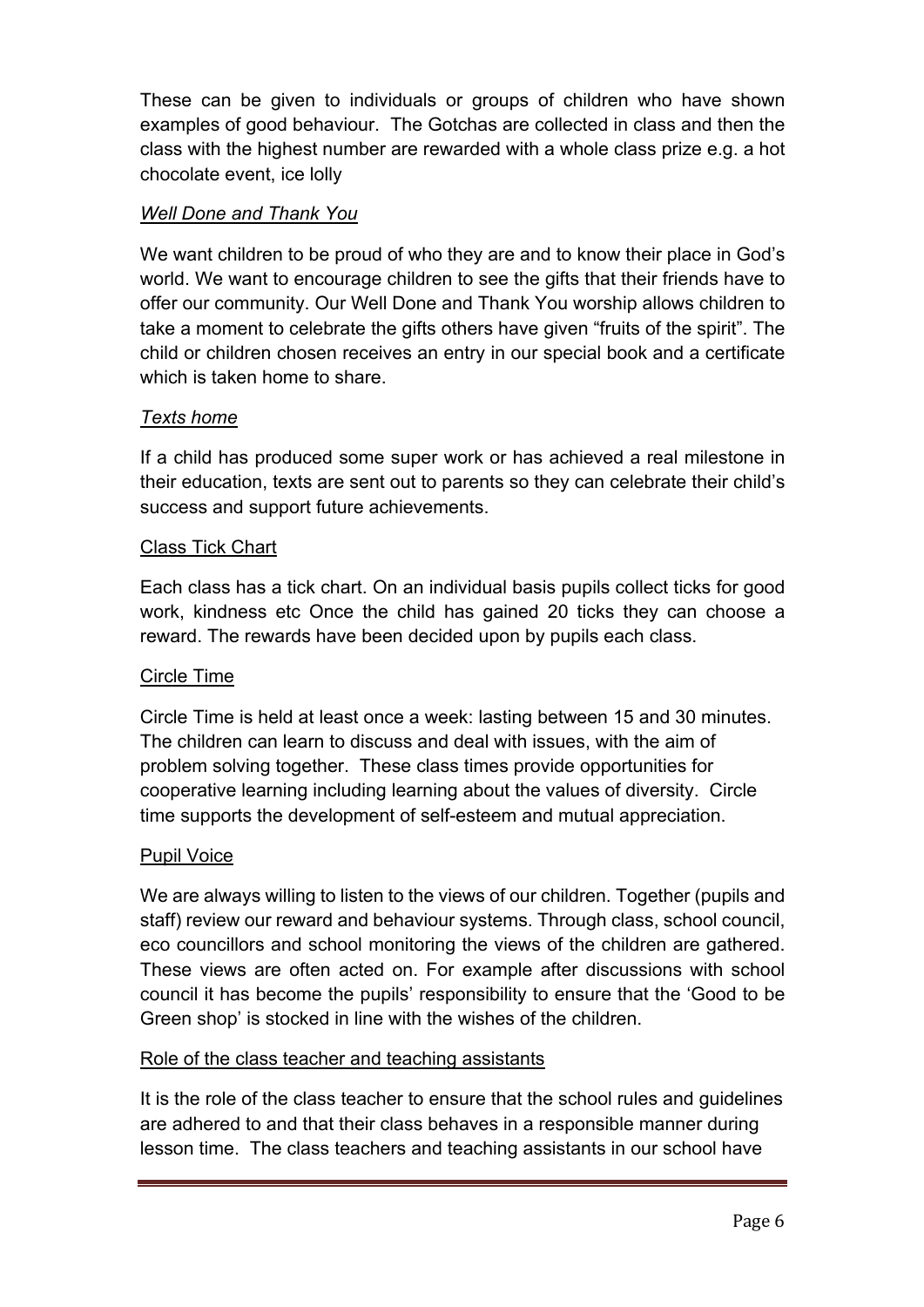These can be given to individuals or groups of children who have shown examples of good behaviour. The Gotchas are collected in class and then the class with the highest number are rewarded with a whole class prize e.g. a hot chocolate event, ice lolly

*<u>Well Done and Thank You</u>*

We want children to be proud of who they are and to know their place in God's world. We want to encourage children to see the gifts that their friends have to offer our community. Our Well Done and Thank You worship allows children to take a moment to celebrate the gifts others have given "fruits of the spirit". The child or children chosen receives an entry in our special book and a certificate which is taken home to share.

*<u>Texts home</u>*

If a child has produced some super work or has achieved a real milestone in their education, texts are sent out to parents so they can celebrate their child's success and support future achievements.

<u>Class Tick Chart</u>

Each class has a tick chart. On an individual basis pupils collect ticks for good work, kindness etc Once the child has gained 20 ticks they can choose a reward. The rewards have been decided upon by pupils each class.

<u>Circle Time</u>

Circle Time is held at least once a week: lasting between 15 and 30 minutes. The children can learn to discuss and deal with issues, with the aim of problem solving together. These class times provide opportunities for cooperative learning including learning about the values of diversity. Circle time supports the development of self-esteem and mutual appreciation.

<u>Pupil Voice</u>

We are always willing to listen to the views of our children. Together (pupils and staff) review our reward and behaviour systems. Through class, school council, eco councillors and school monitoring the views of the children are gathered. These views are often acted on. For example after discussions with school council it has become the pupils' responsibility to ensure that the 'Good to be Green shop' is stocked in line with the wishes of the children.

<u>Role of the class teacher and teaching assistants</u>

It is the role of the class teacher to ensure that the school rules and guidelines are adhered to and that their class behaves in a responsible manner during lesson time. The class teachers and teaching assistants in our school have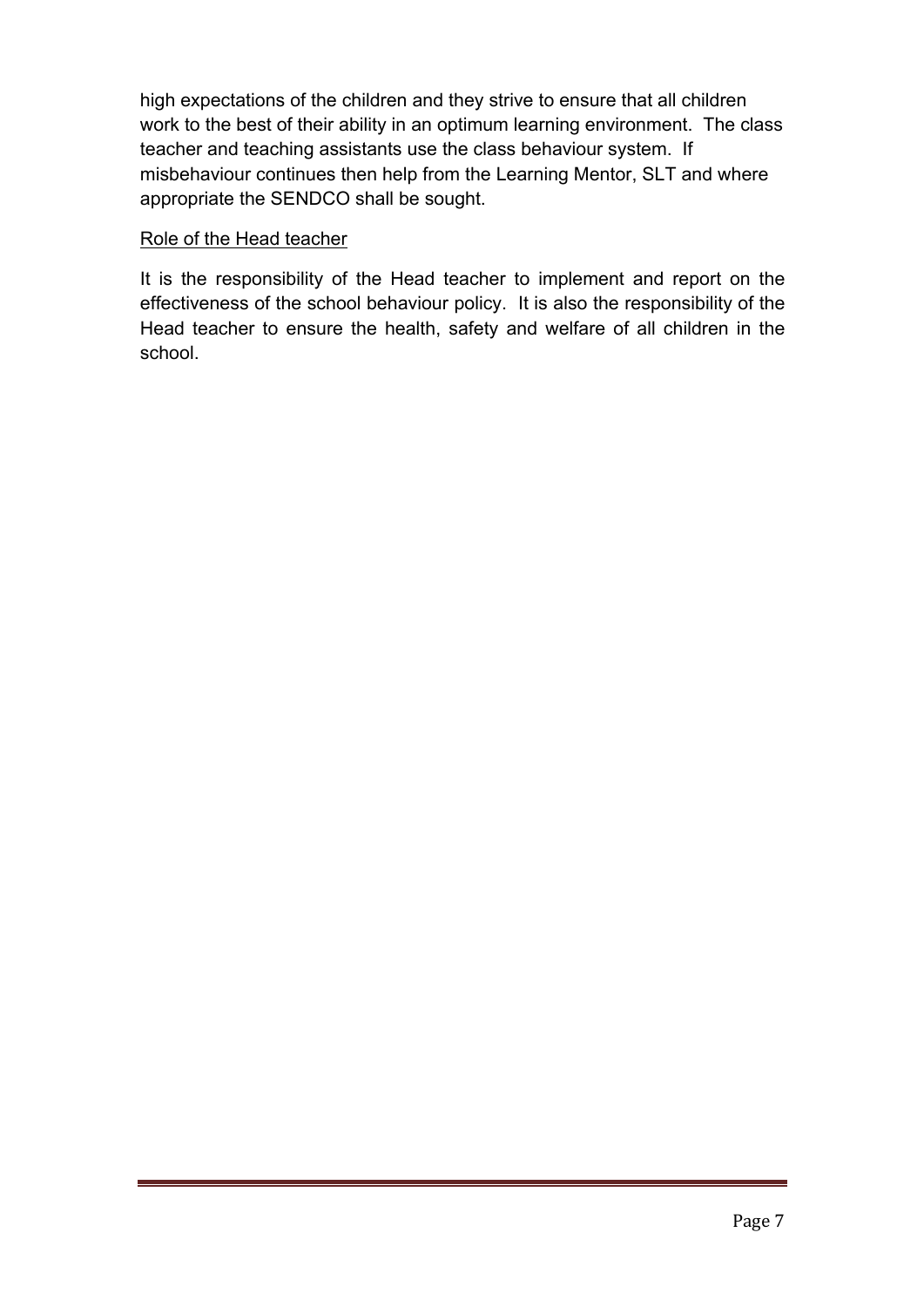high expectations of the children and they strive to ensure that all children work to the best of their ability in an optimum learning environment. The class teacher and teaching assistants use the class behaviour system. If misbehaviour continues then help from the Learning Mentor, SLT and where appropriate the SENDCO shall be sought.

Role of the Head teacher

It is the responsibility of the Head teacher to implement and report on the effectiveness of the school behaviour policy. It is also the responsibility of the Head teacher to ensure the health, safety and welfare of all children in the school.